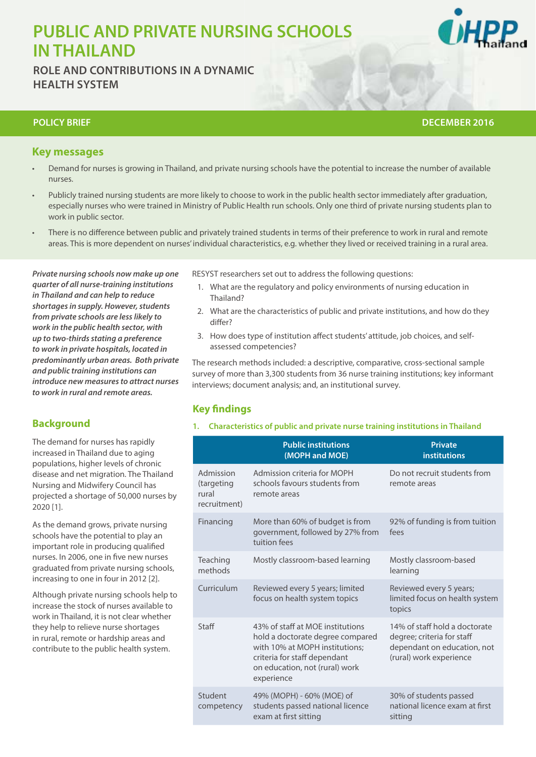# PUBLIC AND PRIVATE NURSING SCHOOLS IN THAILAND

## ROLE AND CONTRIBUTIONS IN A DYNAMIC HEALTH SYSTEM

**POLICY BRIEF** **DECEMBER 2016**

## Key messages

- Demand for nurses is growing in Thailand, and private nursing schools have the potential to increase the number of available nurses.
- Publicly trained nursing students are more likely to choose to work in the public health sector immediately after graduation, especially nurses who were trained in Ministry of Public Health run schools. Only one third of private nursing students plan to work in public sector.
- There is no difference between public and privately trained students in terms of their preference to work in rural and remote areas. This is more dependent on nurses' individual characteristics, e.g. whether they lived or received training in a rural area.

***Private nursing schools now make up one quarter of all nurse-training institutions in Thailand and can help to reduce shortages in supply. However, students from private schools are less likely to work in the public health sector, with up to two-thirds stating a preference to work in private hospitals, located in predominantly urban areas. Both private and public training institutions can introduce new measures to attract nurses to work in rural and remote areas.***

## Background

The demand for nurses has rapidly increased in Thailand due to aging populations, higher levels of chronic disease and net migration. The Thailand Nursing and Midwifery Council has projected a shortage of 50,000 nurses by 2020 [1].

As the demand grows, private nursing schools have the potential to play an important role in producing qualified nurses. In 2006, one in five new nurses graduated from private nursing schools, increasing to one in four in 2012 [2].

Although private nursing schools help to increase the stock of nurses available to work in Thailand, it is not clear whether they help to relieve nurse shortages in rural, remote or hardship areas and contribute to the public health system.

RESYST researchers set out to address the following questions:

1. What are the regulatory and policy environments of nursing education in Thailand?
2. What are the characteristics of public and private institutions, and how do they differ?
3. How does type of institution affect students' attitude, job choices, and self-assessed competencies?

The research methods included: a descriptive, comparative, cross-sectional sample survey of more than 3,300 students from 36 nurse training institutions; key informant interviews; document analysis; and, an institutional survey.

## Key findings

### 1. Characteristics of public and private nurse training institutions in Thailand

| | Public institutions (MOPH and MOE) | Private institutions |
|---|---|---|
| Admission (targeting rural recruitment) | Admission criteria for MOPH schools favours students from remote areas | Do not recruit students from remote areas |
| Financing | More than 60% of budget is from government, followed by 27% from tuition fees | 92% of funding is from tuition fees |
| Teaching methods | Mostly classroom-based learning | Mostly classroom-based learning |
| Curriculum | Reviewed every 5 years; limited focus on health system topics | Reviewed every 5 years; limited focus on health system topics |
| Staff | 43% of staff at MOE institutions hold a doctorate degree compared with 10% at MOPH institutions; criteria for staff dependant on education, not (rural) work experience | 14% of staff hold a doctorate degree; criteria for staff dependant on education, not (rural) work experience |
| Student competency | 49% (MOPH) - 60% (MOE) of students passed national licence exam at first sitting | 30% of students passed national licence exam at first sitting |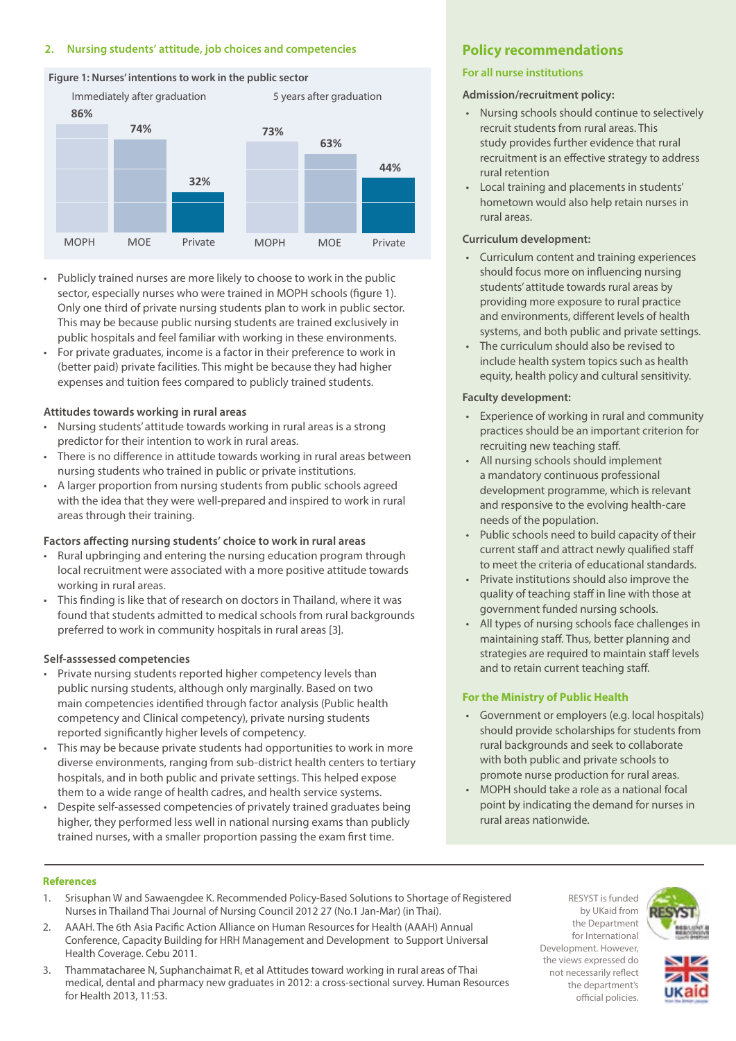## 2. Nursing students' attitude, job choices and competencies

**Figure 1: Nurses' intentions to work in the public sector**

Immediately after graduation

86%
74%
32%

MOPH
MOE
Private

5 years after graduation

73%
63%
44%

MOPH
MOE
Private

- Publicly trained nurses are more likely to choose to work in the public sector, especially nurses who were trained in MOPH schools (figure 1). Only one third of private nursing students plan to work in public sector. This may be because public nursing students are trained exclusively in public hospitals and feel familiar with working in these environments.
- For private graduates, income is a factor in their preference to work in (better paid) private facilities. This might be because they had higher expenses and tuition fees compared to publicly trained students.

### Attitudes towards working in rural areas

- Nursing students' attitude towards working in rural areas is a strong predictor for their intention to work in rural areas.
- There is no difference in attitude towards working in rural areas between nursing students who trained in public or private institutions.
- A larger proportion from nursing students from public schools agreed with the idea that they were well-prepared and inspired to work in rural areas through their training.

### Factors affecting nursing students' choice to work in rural areas

- Rural upbringing and entering the nursing education program through local recruitment were associated with a more positive attitude towards working in rural areas.
- This finding is like that of research on doctors in Thailand, where it was found that students admitted to medical schools from rural backgrounds preferred to work in community hospitals in rural areas [3].

### Self-asssessed competencies

- Private nursing students reported higher competency levels than public nursing students, although only marginally. Based on two main competencies identified through factor analysis (Public health competency and Clinical competency), private nursing students reported significantly higher levels of competency.
- This may be because private students had opportunities to work in more diverse environments, ranging from sub-district health centers to tertiary hospitals, and in both public and private settings. This helped expose them to a wide range of health cadres, and health service systems.
- Despite self-assessed competencies of privately trained graduates being higher, they performed less well in national nursing exams than publicly trained nurses, with a smaller proportion passing the exam first time.

## Policy recommendations

### For all nurse institutions

**Admission/recruitment policy:**

- Nursing schools should continue to selectively recruit students from rural areas. This study provides further evidence that rural recruitment is an effective strategy to address rural retention
- Local training and placements in students' hometown would also help retain nurses in rural areas.

**Curriculum development:**

- Curriculum content and training experiences should focus more on influencing nursing students' attitude towards rural areas by providing more exposure to rural practice and environments, different levels of health systems, and both public and private settings.
- The curriculum should also be revised to include health system topics such as health equity, health policy and cultural sensitivity.

**Faculty development:**

- Experience of working in rural and community practices should be an important criterion for recruiting new teaching staff.
- All nursing schools should implement a mandatory continuous professional development programme, which is relevant and responsive to the evolving health-care needs of the population.
- Public schools need to build capacity of their current staff and attract newly qualified staff to meet the criteria of educational standards.
- Private institutions should also improve the quality of teaching staff in line with those at government funded nursing schools.
- All types of nursing schools face challenges in maintaining staff. Thus, better planning and strategies are required to maintain staff levels and to retain current teaching staff.

### For the Ministry of Public Health

- Government or employers (e.g. local hospitals) should provide scholarships for students from rural backgrounds and seek to collaborate with both public and private schools to promote nurse production for rural areas.
- MOPH should take a role as a national focal point by indicating the demand for nurses in rural areas nationwide.

### References

1. Srisuphan W and Sawaengdee K. Recommended Policy-Based Solutions to Shortage of Registered Nurses in Thailand Thai Journal of Nursing Council 2012 27 (No.1 Jan-Mar) (in Thai).
2. AAAH. The 6th Asia Pacific Action Alliance on Human Resources for Health (AAAH) Annual Conference, Capacity Building for HRH Management and Development to Support Universal Health Coverage. Cebu 2011.
3. Thammatacharee N, Suphanchaimat R, et al Attitudes toward working in rural areas of Thai medical, dental and pharmacy new graduates in 2012: a cross-sectional survey. Human Resources for Health 2013, 11:53.

RESYST is funded by UKaid from the Department for International Development. However, the views expressed do not necessarily reflect the department's official policies.